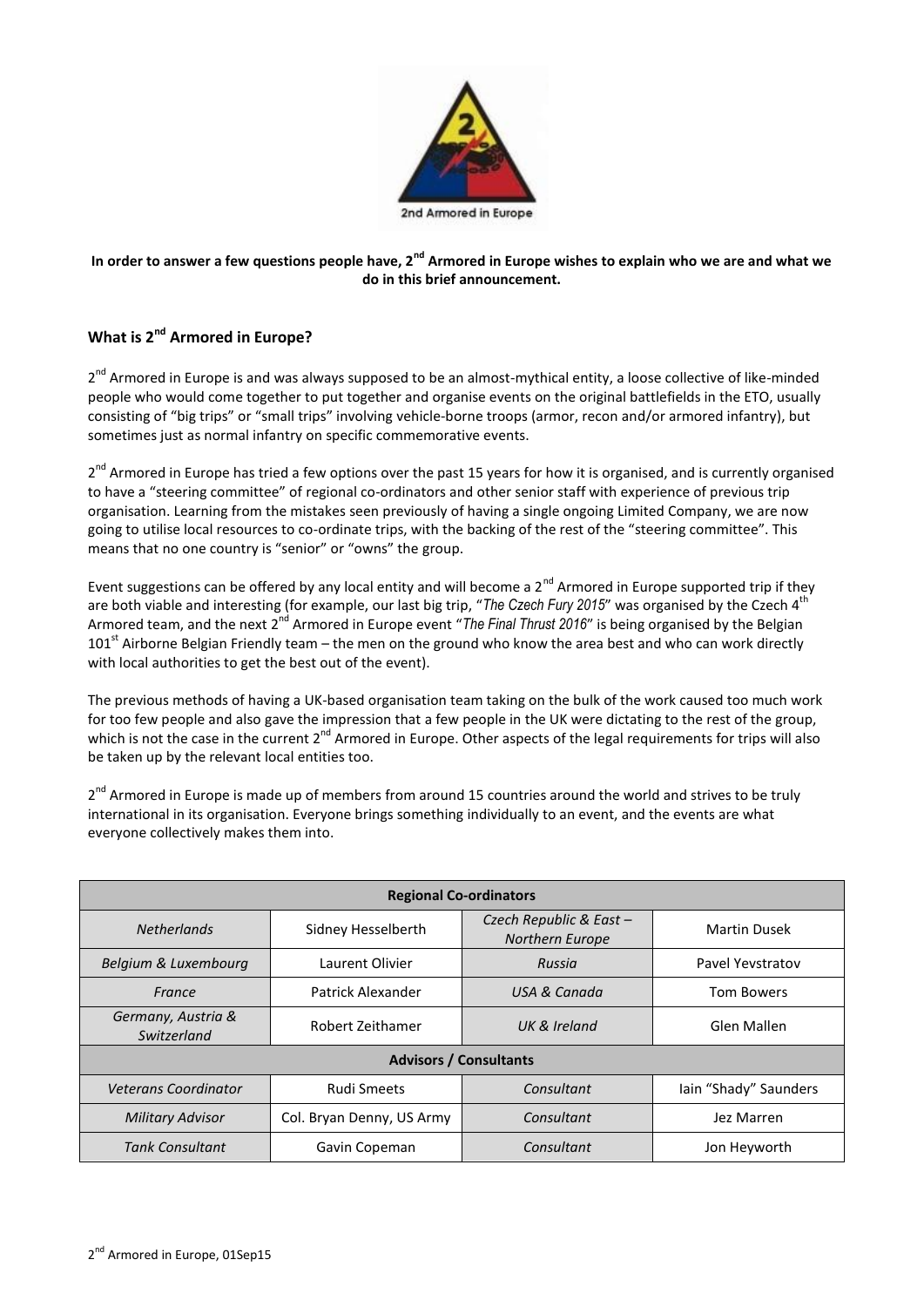**In order to answer a few questions people have, 2nd Armored in Europe wishes to explain who we are and what we do in this brief announcement.**

## What is 2nd Armored in Europe?

2nd Armored in Europe is and was always supposed to be an almost-mythical entity, a loose collective of like-minded people who would come together to put together and organise events on the original battlefields in the ETO, usually consisting of "big trips" or "small trips" involving vehicle-borne troops (armor, recon and/or armored infantry), but sometimes just as normal infantry on specific commemorative events.

2nd Armored in Europe has tried a few options over the past 15 years for how it is organised, and is currently organised to have a "steering committee" of regional co-ordinators and other senior staff with experience of previous trip organisation. Learning from the mistakes seen previously of having a single ongoing Limited Company, we are now going to utilise local resources to co-ordinate trips, with the backing of the rest of the "steering committee". This means that no one country is "senior" or "owns" the group.

Event suggestions can be offered by any local entity and will become a 2nd Armored in Europe supported trip if they are both viable and interesting (for example, our last big trip, "*The Czech Fury 2015*" was organised by the Czech 4th Armored team, and the next 2nd Armored in Europe event "*The Final Thrust 2016*" is being organised by the Belgian 101st Airborne Belgian Friendly team – the men on the ground who know the area best and who can work directly with local authorities to get the best out of the event).

The previous methods of having a UK-based organisation team taking on the bulk of the work caused too much work for too few people and also gave the impression that a few people in the UK were dictating to the rest of the group, which is not the case in the current 2nd Armored in Europe. Other aspects of the legal requirements for trips will also be taken up by the relevant local entities too.

2nd Armored in Europe is made up of members from around 15 countries around the world and strives to be truly international in its organisation. Everyone brings something individually to an event, and the events are what everyone collectively makes them into.

| **Regional Co-ordinators** | | | |
|---|---|---|---|
| *Netherlands* | Sidney Hesselberth | *Czech Republic & East – Northern Europe* | Martin Dusek |
| *Belgium & Luxembourg* | Laurent Olivier | *Russia* | Pavel Yevstratov |
| *France* | Patrick Alexander | *USA & Canada* | Tom Bowers |
| *Germany, Austria & Switzerland* | Robert Zeithamer | *UK & Ireland* | Glen Mallen |
| **Advisors / Consultants** | | | |
| *Veterans Coordinator* | Rudi Smeets | *Consultant* | Iain "Shady" Saunders |
| *Military Advisor* | Col. Bryan Denny, US Army | *Consultant* | Jez Marren |
| *Tank Consultant* | Gavin Copeman | *Consultant* | Jon Heyworth |

2nd Armored in Europe, 01Sep15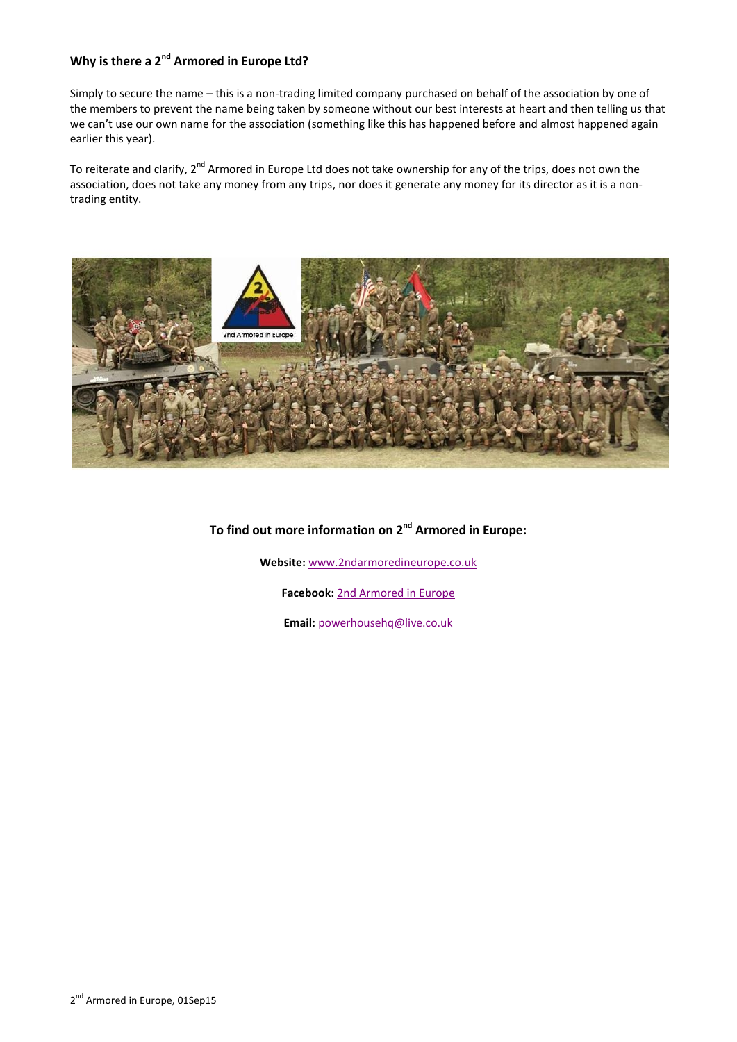## Why is there a 2nd Armored in Europe Ltd?

Simply to secure the name – this is a non-trading limited company purchased on behalf of the association by one of the members to prevent the name being taken by someone without our best interests at heart and then telling us that we can't use our own name for the association (something like this has happened before and almost happened again earlier this year).

To reiterate and clarify, 2nd Armored in Europe Ltd does not take ownership for any of the trips, does not own the association, does not take any money from any trips, nor does it generate any money for its director as it is a non-trading entity.

**To find out more information on 2nd Armored in Europe:**

**Website:** www.2ndarmoredineurope.co.uk

**Facebook:** 2nd Armored in Europe

**Email:** powerhousehq@live.co.uk